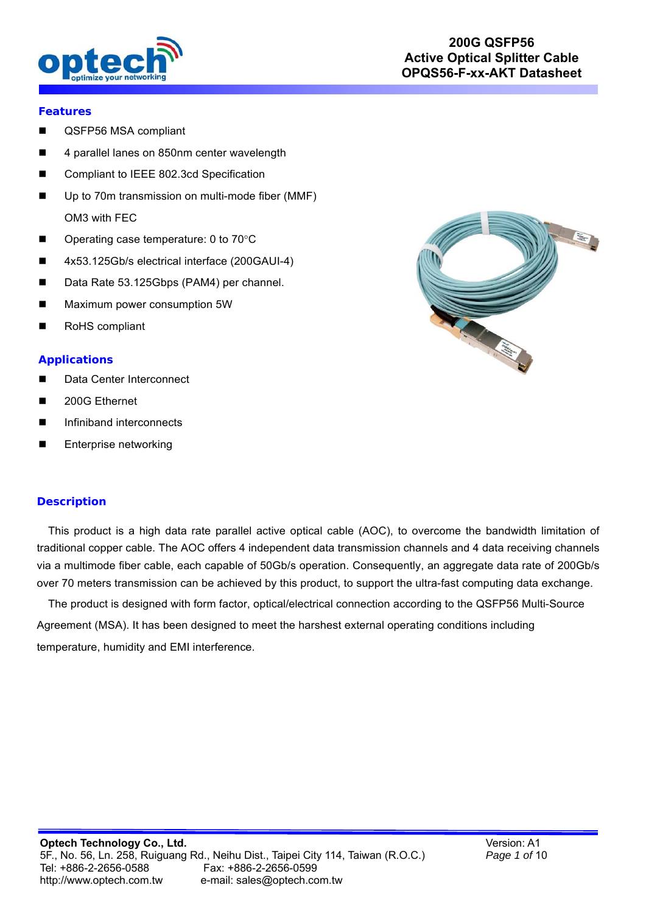# 200G QSFP56 Active Optical Splitter Cable OPQS56-F-xx-AKT Datasheet

## Features

- QSFP56 MSA compliant
- 4 parallel lanes on 850nm center wavelength
- Compliant to IEEE 802.3cd Specification
- Up to 70m transmission on multi-mode fiber (MMF) OM3 with FEC
- Operating case temperature: 0 to 70°C
- 4x53.125Gb/s electrical interface (200GAUI-4)
- Data Rate 53.125Gbps (PAM4) per channel.
- Maximum power consumption 5W
- RoHS compliant

## Applications

- Data Center Interconnect
- 200G Ethernet
- Infiniband interconnects
- Enterprise networking

## Description

This product is a high data rate parallel active optical cable (AOC), to overcome the bandwidth limitation of traditional copper cable. The AOC offers 4 independent data transmission channels and 4 data receiving channels via a multimode fiber cable, each capable of 50Gb/s operation. Consequently, an aggregate data rate of 200Gb/s over 70 meters transmission can be achieved by this product, to support the ultra-fast computing data exchange.

The product is designed with form factor, optical/electrical connection according to the QSFP56 Multi-Source Agreement (MSA). It has been designed to meet the harshest external operating conditions including temperature, humidity and EMI interference.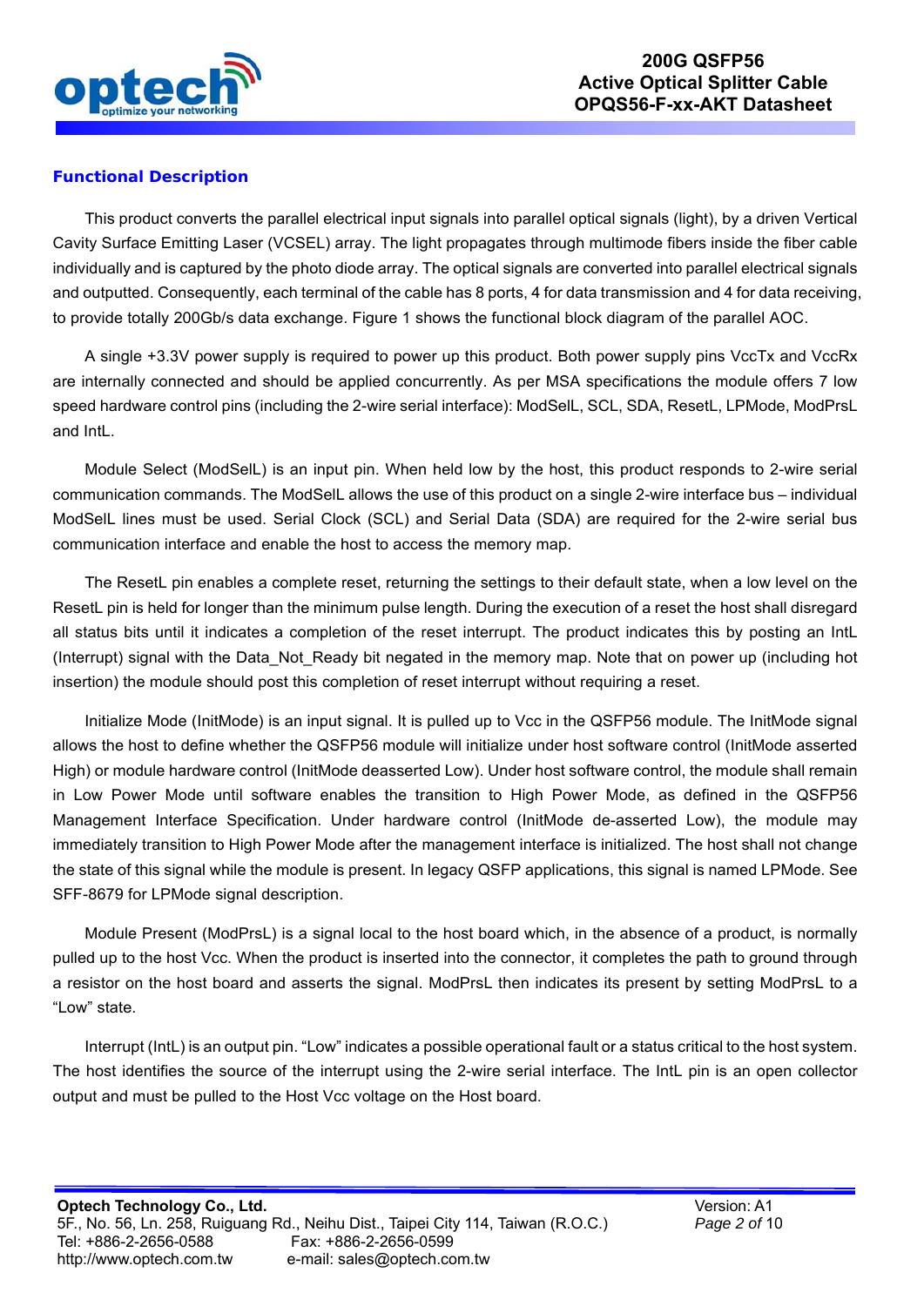## Functional Description

This product converts the parallel electrical input signals into parallel optical signals (light), by a driven Vertical Cavity Surface Emitting Laser (VCSEL) array. The light propagates through multimode fibers inside the fiber cable individually and is captured by the photo diode array. The optical signals are converted into parallel electrical signals and outputted. Consequently, each terminal of the cable has 8 ports, 4 for data transmission and 4 for data receiving, to provide totally 200Gb/s data exchange. Figure 1 shows the functional block diagram of the parallel AOC.

A single +3.3V power supply is required to power up this product. Both power supply pins VccTx and VccRx are internally connected and should be applied concurrently. As per MSA specifications the module offers 7 low speed hardware control pins (including the 2-wire serial interface): ModSelL, SCL, SDA, ResetL, LPMode, ModPrsL and IntL.

Module Select (ModSelL) is an input pin. When held low by the host, this product responds to 2-wire serial communication commands. The ModSelL allows the use of this product on a single 2-wire interface bus – individual ModSelL lines must be used. Serial Clock (SCL) and Serial Data (SDA) are required for the 2-wire serial bus communication interface and enable the host to access the memory map.

The ResetL pin enables a complete reset, returning the settings to their default state, when a low level on the ResetL pin is held for longer than the minimum pulse length. During the execution of a reset the host shall disregard all status bits until it indicates a completion of the reset interrupt. The product indicates this by posting an IntL (Interrupt) signal with the Data_Not_Ready bit negated in the memory map. Note that on power up (including hot insertion) the module should post this completion of reset interrupt without requiring a reset.

Initialize Mode (InitMode) is an input signal. It is pulled up to Vcc in the QSFP56 module. The InitMode signal allows the host to define whether the QSFP56 module will initialize under host software control (InitMode asserted High) or module hardware control (InitMode deasserted Low). Under host software control, the module shall remain in Low Power Mode until software enables the transition to High Power Mode, as defined in the QSFP56 Management Interface Specification. Under hardware control (InitMode de-asserted Low), the module may immediately transition to High Power Mode after the management interface is initialized. The host shall not change the state of this signal while the module is present. In legacy QSFP applications, this signal is named LPMode. See SFF-8679 for LPMode signal description.

Module Present (ModPrsL) is a signal local to the host board which, in the absence of a product, is normally pulled up to the host Vcc. When the product is inserted into the connector, it completes the path to ground through a resistor on the host board and asserts the signal. ModPrsL then indicates its present by setting ModPrsL to a "Low" state.

Interrupt (IntL) is an output pin. "Low" indicates a possible operational fault or a status critical to the host system. The host identifies the source of the interrupt using the 2-wire serial interface. The IntL pin is an open collector output and must be pulled to the Host Vcc voltage on the Host board.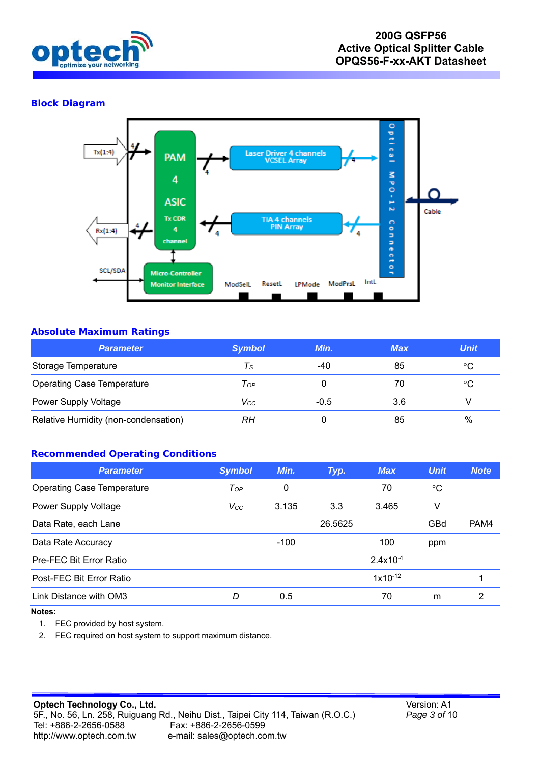## Block Diagram

## Absolute Maximum Ratings

| Parameter | Symbol | Min. | Max | Unit |
|---|---|---|---|---|
| Storage Temperature | $T_S$ | -40 | 85 | °C |
| Operating Case Temperature | $T_{OP}$ | 0 | 70 | °C |
| Power Supply Voltage | $V_{CC}$ | -0.5 | 3.6 | V |
| Relative Humidity (non-condensation) | $RH$ | 0 | 85 | % |

## Recommended Operating Conditions

| Parameter | Symbol | Min. | Typ. | Max | Unit | Note |
|---|---|---|---|---|---|---|
| Operating Case Temperature | $T_{OP}$ | 0 | | 70 | °C | |
| Power Supply Voltage | $V_{CC}$ | 3.135 | 3.3 | 3.465 | V | |
| Data Rate, each Lane | | | 26.5625 | | GBd | PAM4 |
| Data Rate Accuracy | | -100 | | 100 | ppm | |
| Pre-FEC Bit Error Ratio | | | | $2.4x10^{-4}$ | | |
| Post-FEC Bit Error Ratio | | | | $1x10^{-12}$ | | 1 |
| Link Distance with OM3 | $D$ | 0.5 | | 70 | m | 2 |

**Notes:**

1. FEC provided by host system.
2. FEC required on host system to support maximum distance.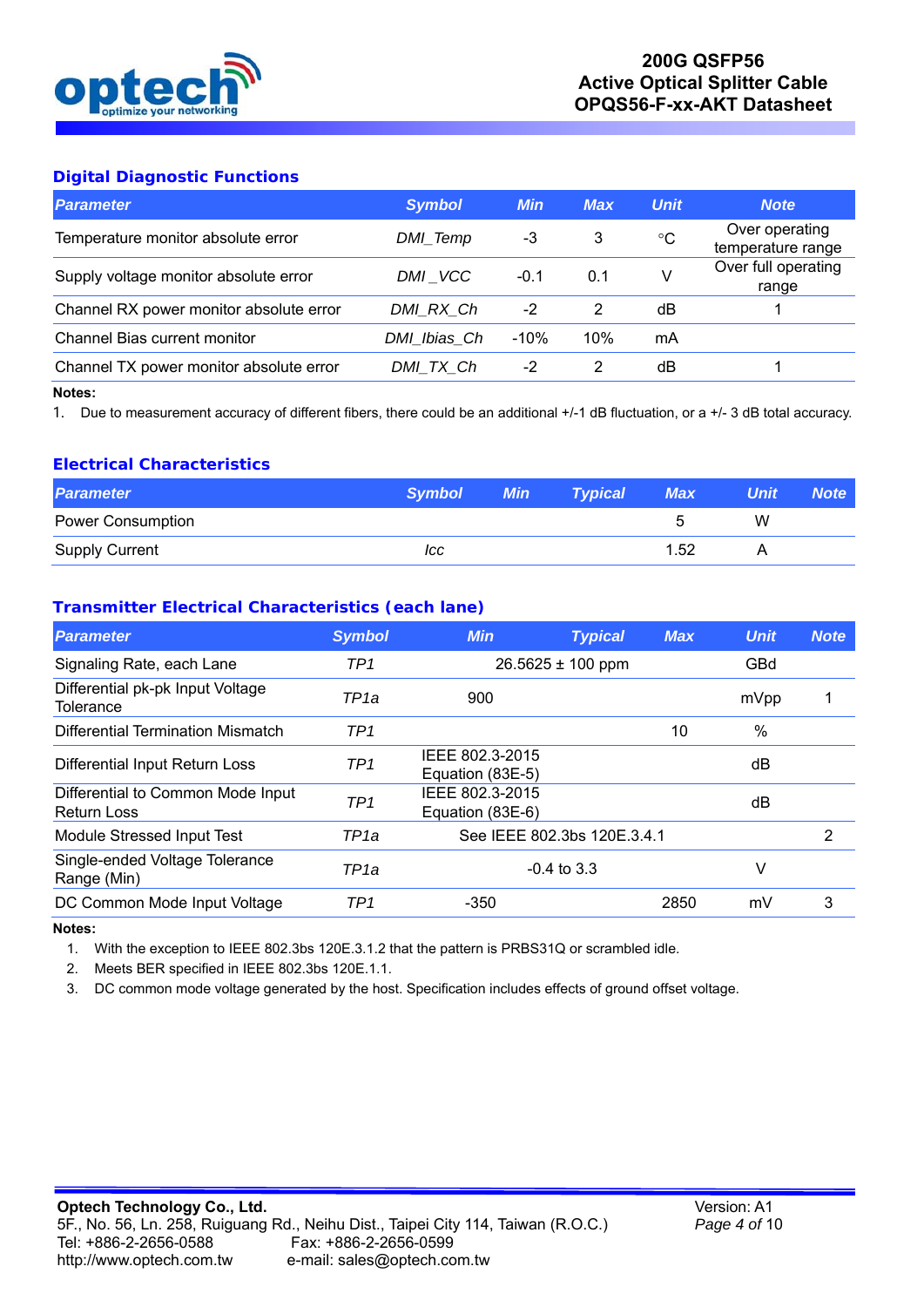## Digital Diagnostic Functions

| Parameter | Symbol | Min | Max | Unit | Note |
|---|---|---|---|---|---|
| Temperature monitor absolute error | DMI_Temp | -3 | 3 | °C | Over operating temperature range |
| Supply voltage monitor absolute error | DMI _VCC | -0.1 | 0.1 | V | Over full operating range |
| Channel RX power monitor absolute error | DMI_RX_Ch | -2 | 2 | dB | 1 |
| Channel Bias current monitor | DMI_Ibias_Ch | -10% | 10% | mA | |
| Channel TX power monitor absolute error | DMI_TX_Ch | -2 | 2 | dB | 1 |

**Notes:**

1. Due to measurement accuracy of different fibers, there could be an additional +/-1 dB fluctuation, or a +/- 3 dB total accuracy.

## Electrical Characteristics

| Parameter | Symbol | Min | Typical | Max | Unit | Note |
|---|---|---|---|---|---|---|
| Power Consumption | | | | 5 | W | |
| Supply Current | Icc | | | 1.52 | A | |

## Transmitter Electrical Characteristics (each lane)

| Parameter | Symbol | Min | Typical | Max | Unit | Note |
|---|---|---|---|---|---|---|
| Signaling Rate, each Lane | TP1 | | 26.5625 ± 100 ppm | | GBd | |
| Differential pk-pk Input Voltage Tolerance | TP1a | 900 | | | mVpp | 1 |
| Differential Termination Mismatch | TP1 | | | 10 | % | |
| Differential Input Return Loss | TP1 | IEEE 802.3-2015 Equation (83E-5) | | | dB | |
| Differential to Common Mode Input Return Loss | TP1 | IEEE 802.3-2015 Equation (83E-6) | | | dB | |
| Module Stressed Input Test | TP1a | | See IEEE 802.3bs 120E.3.4.1 | | | 2 |
| Single-ended Voltage Tolerance Range (Min) | TP1a | | -0.4 to 3.3 | | V | |
| DC Common Mode Input Voltage | TP1 | -350 | | 2850 | mV | 3 |

**Notes:**

1. With the exception to IEEE 802.3bs 120E.3.1.2 that the pattern is PRBS31Q or scrambled idle.
2. Meets BER specified in IEEE 802.3bs 120E.1.1.
3. DC common mode voltage generated by the host. Specification includes effects of ground offset voltage.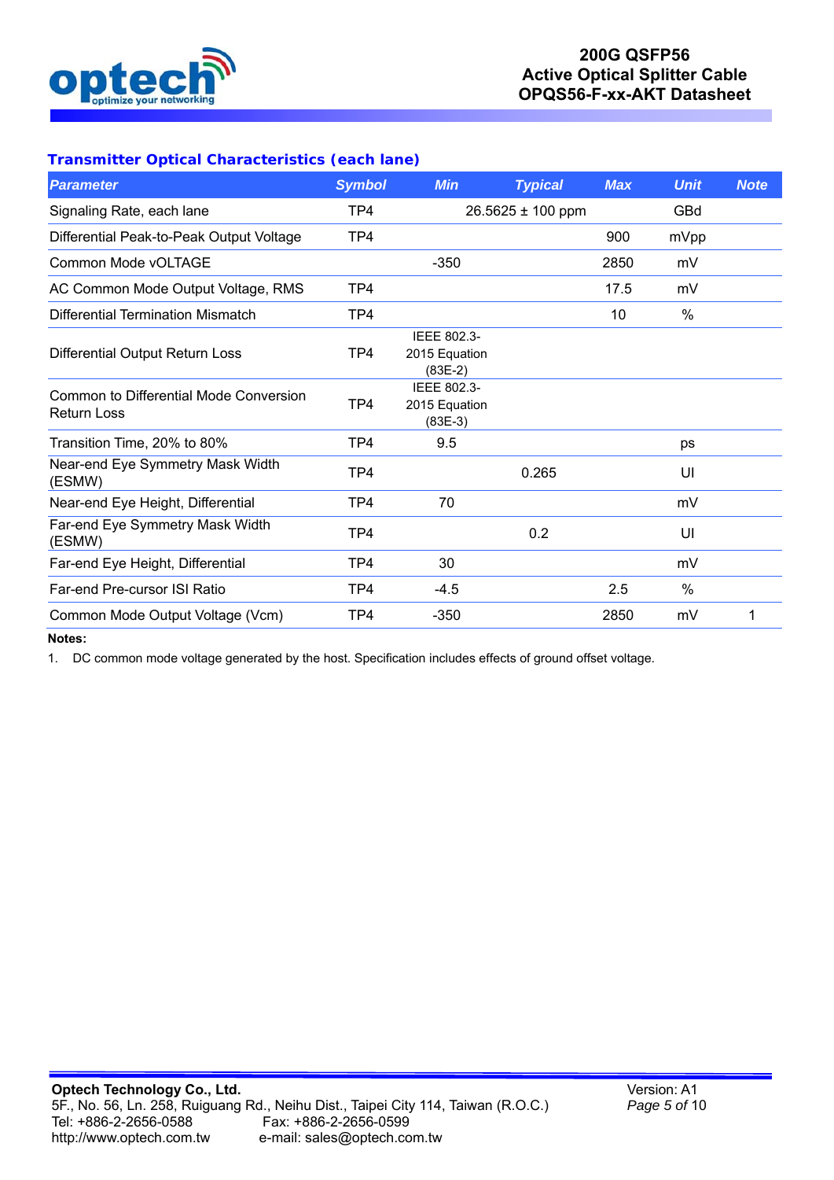### Transmitter Optical Characteristics (each lane)

| Parameter | Symbol | Min | Typical | Max | Unit | Note |
|---|---|---|---|---|---|---|
| Signaling Rate, each lane | TP4 | | 26.5625 ± 100 ppm | | GBd | |
| Differential Peak-to-Peak Output Voltage | TP4 | | | 900 | mVpp | |
| Common Mode vOLTAGE | | -350 | | 2850 | mV | |
| AC Common Mode Output Voltage, RMS | TP4 | | | 17.5 | mV | |
| Differential Termination Mismatch | TP4 | | | 10 | % | |
| Differential Output Return Loss | TP4 | IEEE 802.3-2015 Equation (83E-2) | | | | |
| Common to Differential Mode Conversion Return Loss | TP4 | IEEE 802.3-2015 Equation (83E-3) | | | | |
| Transition Time, 20% to 80% | TP4 | 9.5 | | | ps | |
| Near-end Eye Symmetry Mask Width (ESMW) | TP4 | | 0.265 | | UI | |
| Near-end Eye Height, Differential | TP4 | 70 | | | mV | |
| Far-end Eye Symmetry Mask Width (ESMW) | TP4 | | 0.2 | | UI | |
| Far-end Eye Height, Differential | TP4 | 30 | | | mV | |
| Far-end Pre-cursor ISI Ratio | TP4 | -4.5 | | 2.5 | % | |
| Common Mode Output Voltage (Vcm) | TP4 | -350 | | 2850 | mV | 1 |

**Notes:**

1. DC common mode voltage generated by the host. Specification includes effects of ground offset voltage.

**Optech Technology Co., Ltd.**
5F., No. 56, Ln. 258, Ruiguang Rd., Neihu Dist., Taipei City 114, Taiwan (R.O.C.)
Tel: +886-2-2656-0588 Fax: +886-2-2656-0599
http://www.optech.com.tw e-mail: sales@optech.com.tw

Version: A1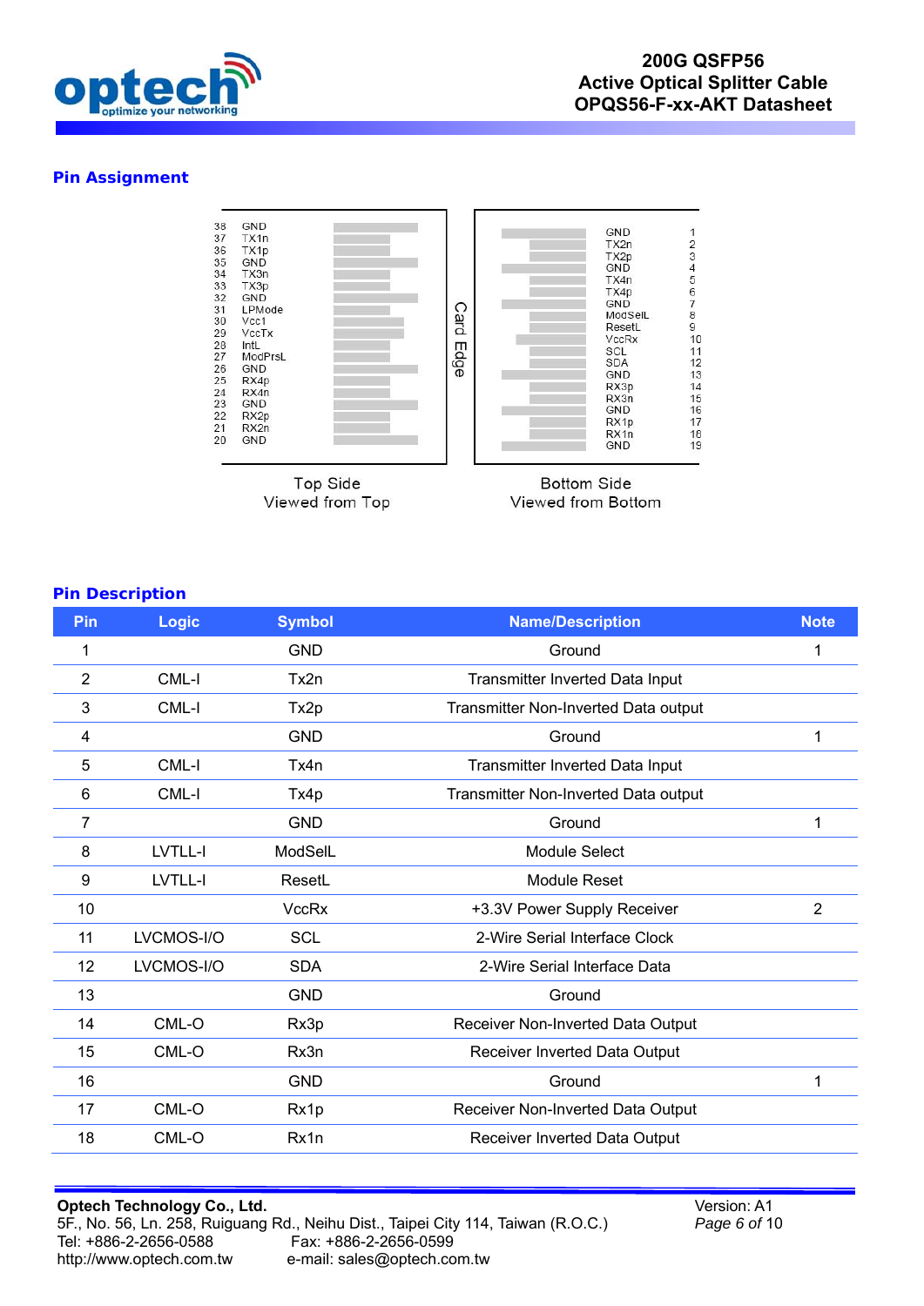## Pin Assignment

| Pin | Symbol |
|---|---|
| 38 | GND |
| 37 | TX1n |
| 36 | TX1p |
| 35 | GND |
| 34 | TX3n |
| 33 | TX3p |
| 32 | GND |
| 31 | LPMode |
| 30 | Vcc1 |
| 29 | VccTx |
| 28 | IntL |
| 27 | ModPrsL |
| 26 | GND |
| 25 | RX4p |
| 24 | RX4n |
| 23 | GND |
| 22 | RX2p |
| 21 | RX2n |
| 20 | GND |

Top Side
Viewed from Top

Card Edge

| Symbol | Pin |
|---|---|
| GND | 1 |
| TX2n | 2 |
| TX2p | 3 |
| GND | 4 |
| TX4n | 5 |
| TX4p | 6 |
| GND | 7 |
| ModSelL | 8 |
| ResetL | 9 |
| VccRx | 10 |
| SCL | 11 |
| SDA | 12 |
| GND | 13 |
| RX3p | 14 |
| RX3n | 15 |
| GND | 16 |
| RX1p | 17 |
| RX1n | 18 |
| GND | 19 |

Bottom Side
Viewed from Bottom

## Pin Description

| Pin | Logic | Symbol | Name/Description | Note |
|---|---|---|---|---|
| 1 | | GND | Ground | 1 |
| 2 | CML-I | Tx2n | Transmitter Inverted Data Input | |
| 3 | CML-I | Tx2p | Transmitter Non-Inverted Data output | |
| 4 | | GND | Ground | 1 |
| 5 | CML-I | Tx4n | Transmitter Inverted Data Input | |
| 6 | CML-I | Tx4p | Transmitter Non-Inverted Data output | |
| 7 | | GND | Ground | 1 |
| 8 | LVTLL-I | ModSelL | Module Select | |
| 9 | LVTLL-I | ResetL | Module Reset | |
| 10 | | VccRx | +3.3V Power Supply Receiver | 2 |
| 11 | LVCMOS-I/O | SCL | 2-Wire Serial Interface Clock | |
| 12 | LVCMOS-I/O | SDA | 2-Wire Serial Interface Data | |
| 13 | | GND | Ground | |
| 14 | CML-O | Rx3p | Receiver Non-Inverted Data Output | |
| 15 | CML-O | Rx3n | Receiver Inverted Data Output | |
| 16 | | GND | Ground | 1 |
| 17 | CML-O | Rx1p | Receiver Non-Inverted Data Output | |
| 18 | CML-O | Rx1n | Receiver Inverted Data Output | |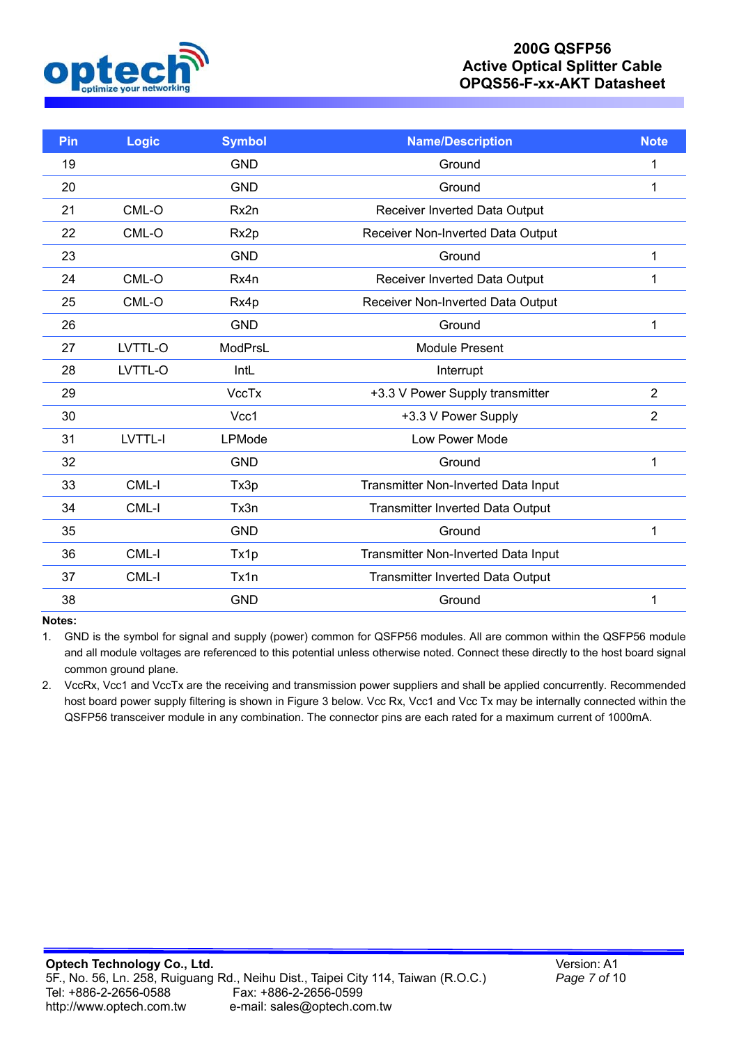| Pin | Logic | Symbol | Name/Description | Note |
|---|---|---|---|---|
| 19 | | GND | Ground | 1 |
| 20 | | GND | Ground | 1 |
| 21 | CML-O | Rx2n | Receiver Inverted Data Output | |
| 22 | CML-O | Rx2p | Receiver Non-Inverted Data Output | |
| 23 | | GND | Ground | 1 |
| 24 | CML-O | Rx4n | Receiver Inverted Data Output | 1 |
| 25 | CML-O | Rx4p | Receiver Non-Inverted Data Output | |
| 26 | | GND | Ground | 1 |
| 27 | LVTTL-O | ModPrsL | Module Present | |
| 28 | LVTTL-O | IntL | Interrupt | |
| 29 | | VccTx | +3.3 V Power Supply transmitter | 2 |
| 30 | | Vcc1 | +3.3 V Power Supply | 2 |
| 31 | LVTTL-I | LPMode | Low Power Mode | |
| 32 | | GND | Ground | 1 |
| 33 | CML-I | Tx3p | Transmitter Non-Inverted Data Input | |
| 34 | CML-I | Tx3n | Transmitter Inverted Data Output | |
| 35 | | GND | Ground | 1 |
| 36 | CML-I | Tx1p | Transmitter Non-Inverted Data Input | |
| 37 | CML-I | Tx1n | Transmitter Inverted Data Output | |
| 38 | | GND | Ground | 1 |

**Notes:**

1. GND is the symbol for signal and supply (power) common for QSFP56 modules. All are common within the QSFP56 module and all module voltages are referenced to this potential unless otherwise noted. Connect these directly to the host board signal common ground plane.
2. VccRx, Vcc1 and VccTx are the receiving and transmission power suppliers and shall be applied concurrently. Recommended host board power supply filtering is shown in Figure 3 below. Vcc Rx, Vcc1 and Vcc Tx may be internally connected within the QSFP56 transceiver module in any combination. The connector pins are each rated for a maximum current of 1000mA.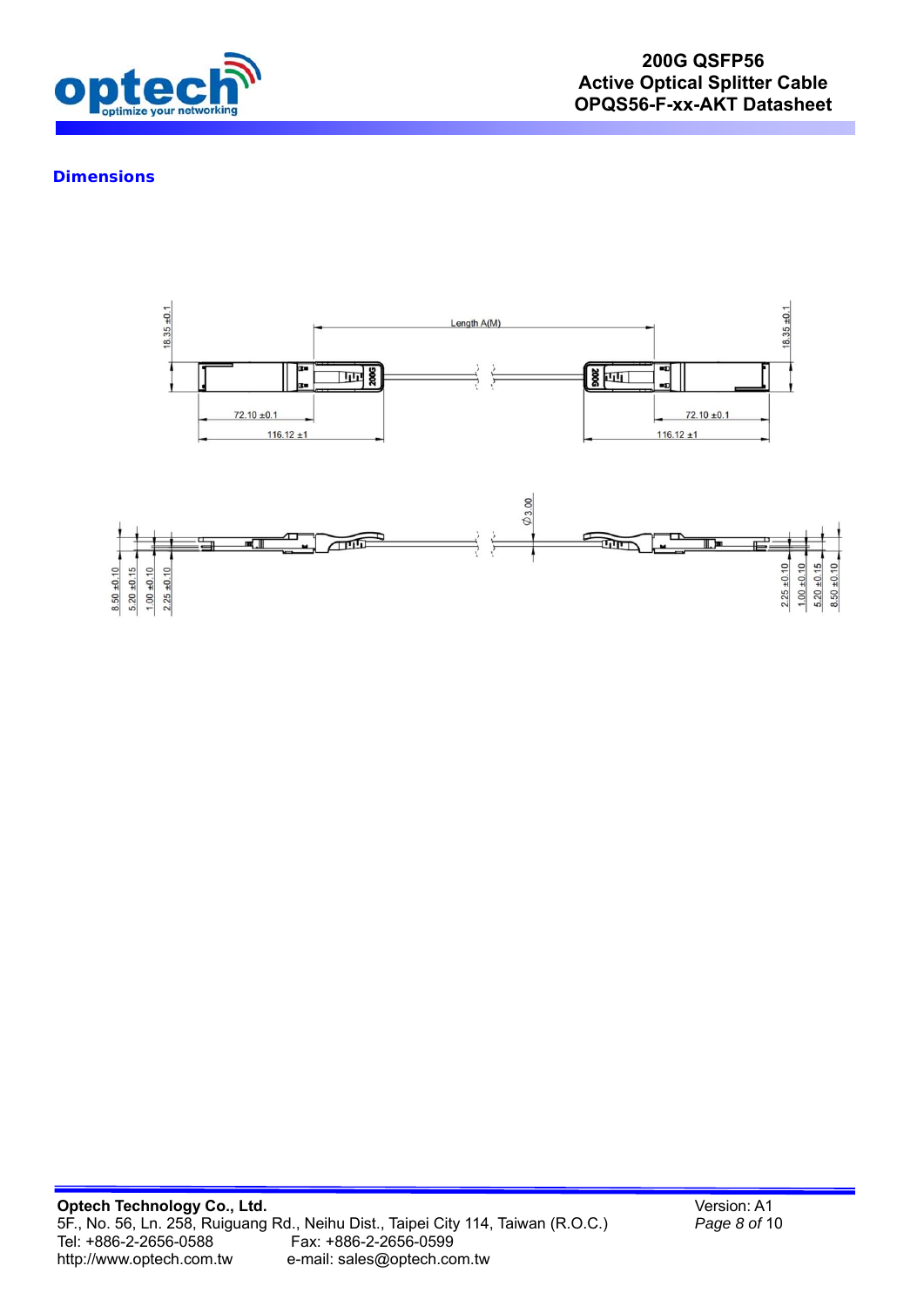## Dimensions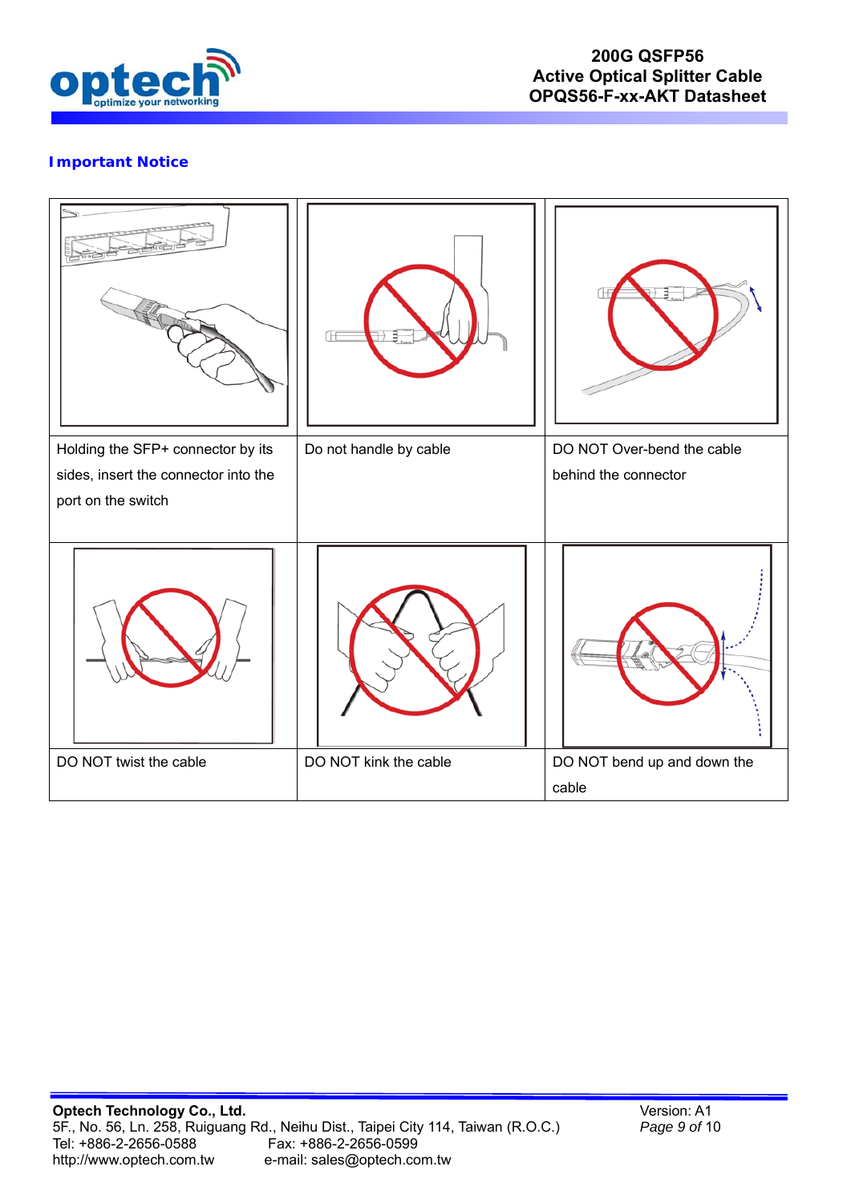## Important Notice

| | | |
|---|---|---|
| Holding the SFP+ connector by its sides, insert the connector into the port on the switch | Do not handle by cable | DO NOT Over-bend the cable behind the connector |
| | | |
| DO NOT twist the cable | DO NOT kink the cable | DO NOT bend up and down the cable |

**Optech Technology Co., Ltd.**
5F., No. 56, Ln. 258, Ruiguang Rd., Neihu Dist., Taipei City 114, Taiwan (R.O.C.)
Tel: +886-2-2656-0588 Fax: +886-2-2656-0599
http://www.optech.com.tw e-mail: sales@optech.com.tw

Version: A1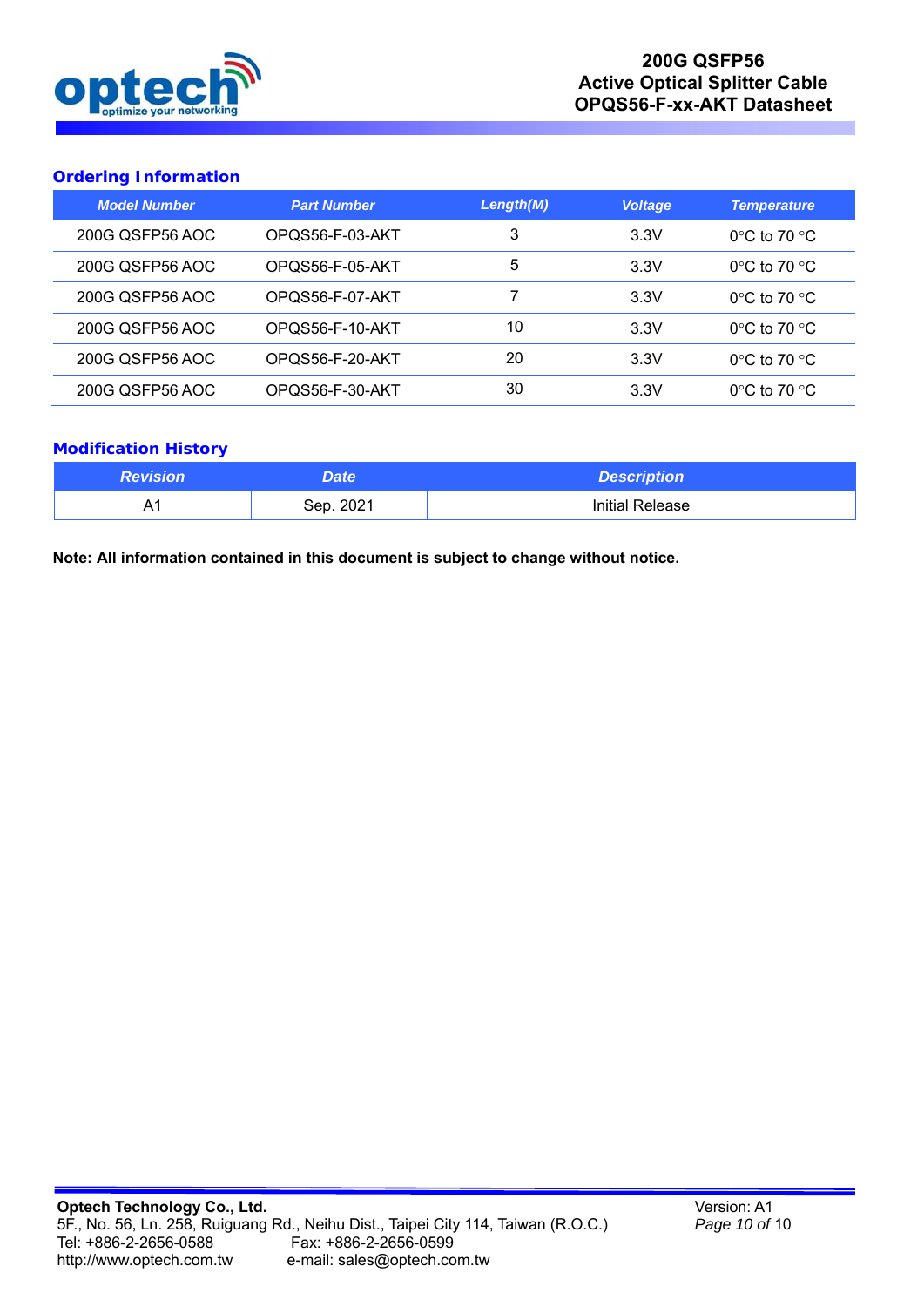## Ordering Information

| Model Number | Part Number | Length(M) | Voltage | Temperature |
|---|---|---|---|---|
| 200G QSFP56 AOC | OPQS56-F-03-AKT | 3 | 3.3V | 0°C to 70 °C |
| 200G QSFP56 AOC | OPQS56-F-05-AKT | 5 | 3.3V | 0°C to 70 °C |
| 200G QSFP56 AOC | OPQS56-F-07-AKT | 7 | 3.3V | 0°C to 70 °C |
| 200G QSFP56 AOC | OPQS56-F-10-AKT | 10 | 3.3V | 0°C to 70 °C |
| 200G QSFP56 AOC | OPQS56-F-20-AKT | 20 | 3.3V | 0°C to 70 °C |
| 200G QSFP56 AOC | OPQS56-F-30-AKT | 30 | 3.3V | 0°C to 70 °C |

## Modification History

| Revision | Date | Description |
|---|---|---|
| A1 | Sep. 2021 | Initial Release |

**Note: All information contained in this document is subject to change without notice.**